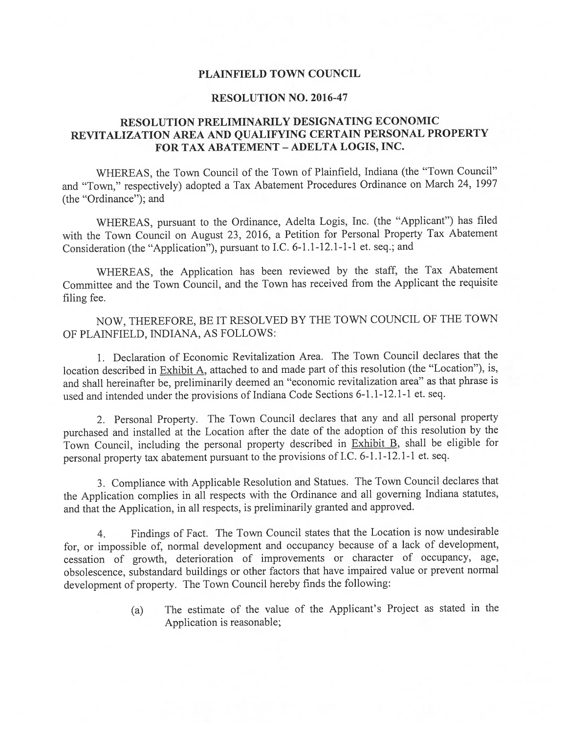# PLAINFIELD TOWN COUNCIL

## RESOLUTION NO. 2016-47

## RESOLUTION PRELIMINARILY DESIGNATING ECONOMIC REVITALIZATION AREA AND QUALIFYING CERTAIN PERSONAL PROPERTY FOR TAX ABATEMENT – ADELTA LOGIS, INC.

WHEREAS, the Town Council of the Town of Plainfield, Indiana (the "Town Council" and "Town," respectively) adopted a Tax Abatement Procedures Ordinance on March 24, 1997 (the "Ordinance"); and

WHEREAS, pursuant to the Ordinance, Adelta Logis, Inc. (the "Applicant") has filed with the Town Council on August 23, 2016, a Petition for Personal Property Tax Abatement Consideration (the "Application"), pursuant to I.C. 6-1.1-12.1-1 et. seq.; and

WHEREAS, the Application has been reviewed by the staff, the Tax Abatement Committee and the Town Council, and the Town has received from the Applicant the requisite filing fee.

NOW, THEREFORE, BE IT RESOLVED BY THE TOWN COUNCIL OF THE TOWN OF PLAINFIELD, INDIANA, AS FOLLOWS:

1. Declaration of Economic Revitalization Area. The Town Council declares that the location described in Exhibit A, attached to and made part of this resolution (the "Location"), is, and shall hereinafter be, preliminarily deemed an "economic revitalization area" as that phrase is used and intended under the provisions of Indiana Code Sections 6-1.1-12.1-1 et. seq.

2. Personal Property. The Town Council declares that any and all personal property purchased and installed at the Location after the date of the adoption of this resolution by the Town Council, including the personal property described in Exhibit B, shall be eligible for personal property tax abatement pursuant to the provisions of I.C. 6-1.1-12.1-1 et. seq.

3. Compliance with Applicable Resolution and Statues. The Town Council declares that the Application complies in all respects with the Ordinance and all governing Indiana statutes, and that the Application, in all respects, is preliminarily granted and approved.

4. Findings of Fact. The Town Council states that the Location is now undesirable for, or impossible of, normal development and occupancy because of a lack of development, cessation of growth, deterioration of improvements or character of occupancy, age, obsolescence, substandard buildings or other factors that have impaired value or prevent normal development of property. The Town Council hereby finds the following:

   (a) The estimate of the value of the Applicant's Project as stated in the Application is reasonable;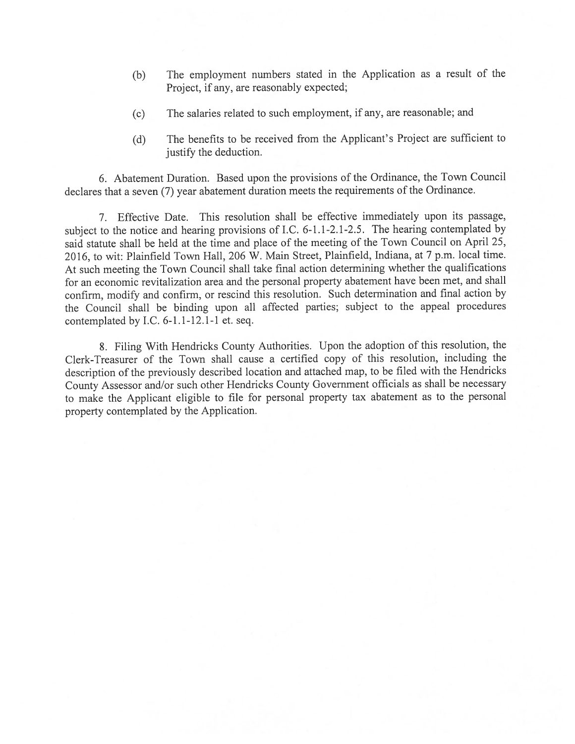(b) The employment numbers stated in the Application as a result of the Project, if any, are reasonably expected;

(c) The salaries related to such employment, if any, are reasonable; and

(d) The benefits to be received from the Applicant's Project are sufficient to justify the deduction.

6. Abatement Duration. Based upon the provisions of the Ordinance, the Town Council declares that a seven (7) year abatement duration meets the requirements of the Ordinance.

7. Effective Date. This resolution shall be effective immediately upon its passage, subject to the notice and hearing provisions of I.C. 6-1.1-2.1-2.5. The hearing contemplated by said statute shall be held at the time and place of the meeting of the Town Council on April 25, 2016, to wit: Plainfield Town Hall, 206 W. Main Street, Plainfield, Indiana, at 7 p.m. local time. At such meeting the Town Council shall take final action determining whether the qualifications for an economic revitalization area and the personal property abatement have been met, and shall confirm, modify and confirm, or rescind this resolution. Such determination and final action by the Council shall be binding upon all affected parties; subject to the appeal procedures contemplated by I.C. 6-1.1-12.1-1 et. seq.

8. Filing With Hendricks County Authorities. Upon the adoption of this resolution, the Clerk-Treasurer of the Town shall cause a certified copy of this resolution, including the description of the previously described location and attached map, to be filed with the Hendricks County Assessor and/or such other Hendricks County Government officials as shall be necessary to make the Applicant eligible to file for personal property tax abatement as to the personal property contemplated by the Application.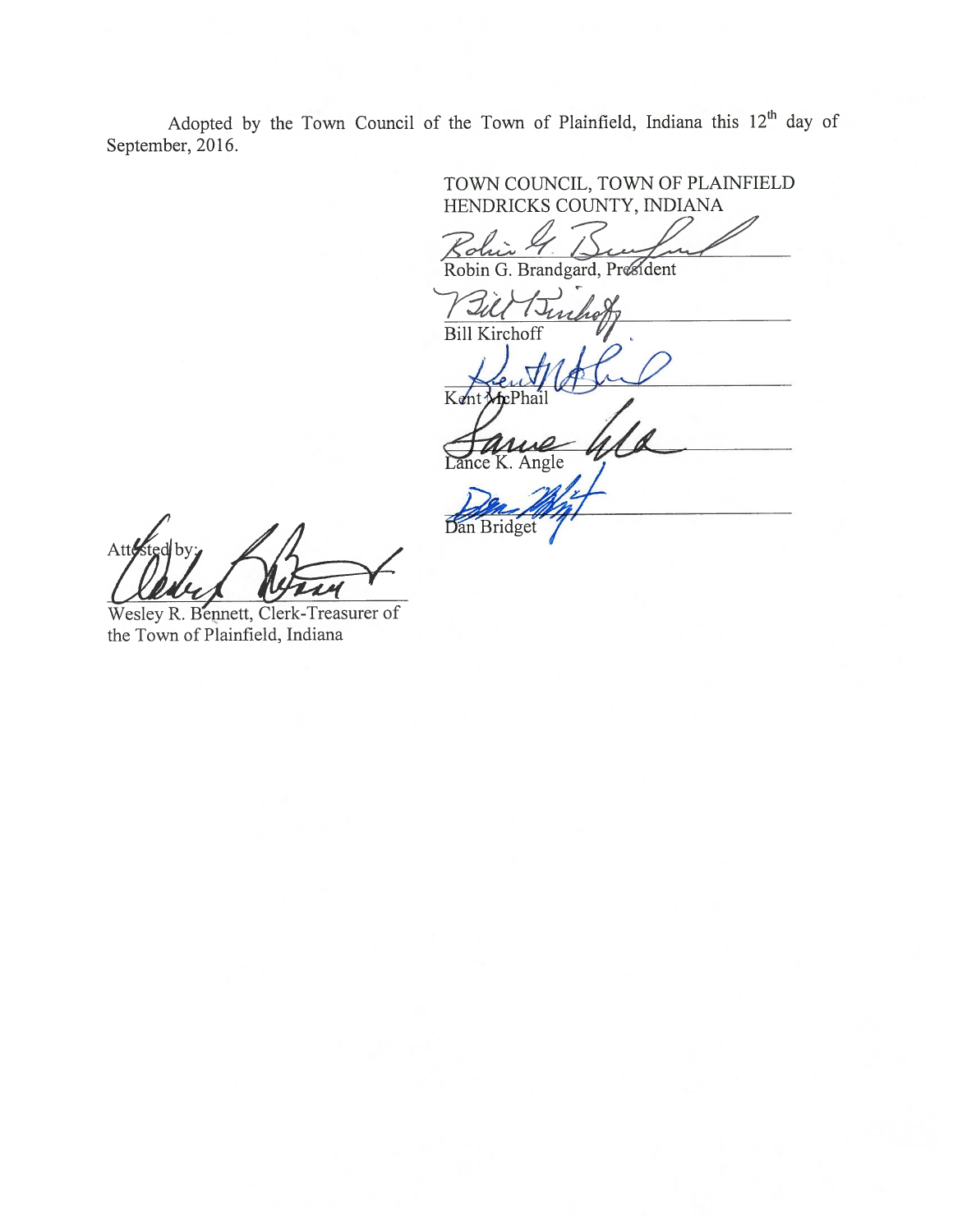Adopted by the Town Council of the Town of Plainfield, Indiana this 12th day of September, 2016.

TOWN COUNCIL, TOWN OF PLAINFIELD
HENDRICKS COUNTY, INDIANA

Robin G. Brandgard, President

Bill Kirchoff

Kent McPhail

Lance K. Angle

Dan Bridget

Attested by:

Wesley R. Bennett, Clerk-Treasurer of the Town of Plainfield, Indiana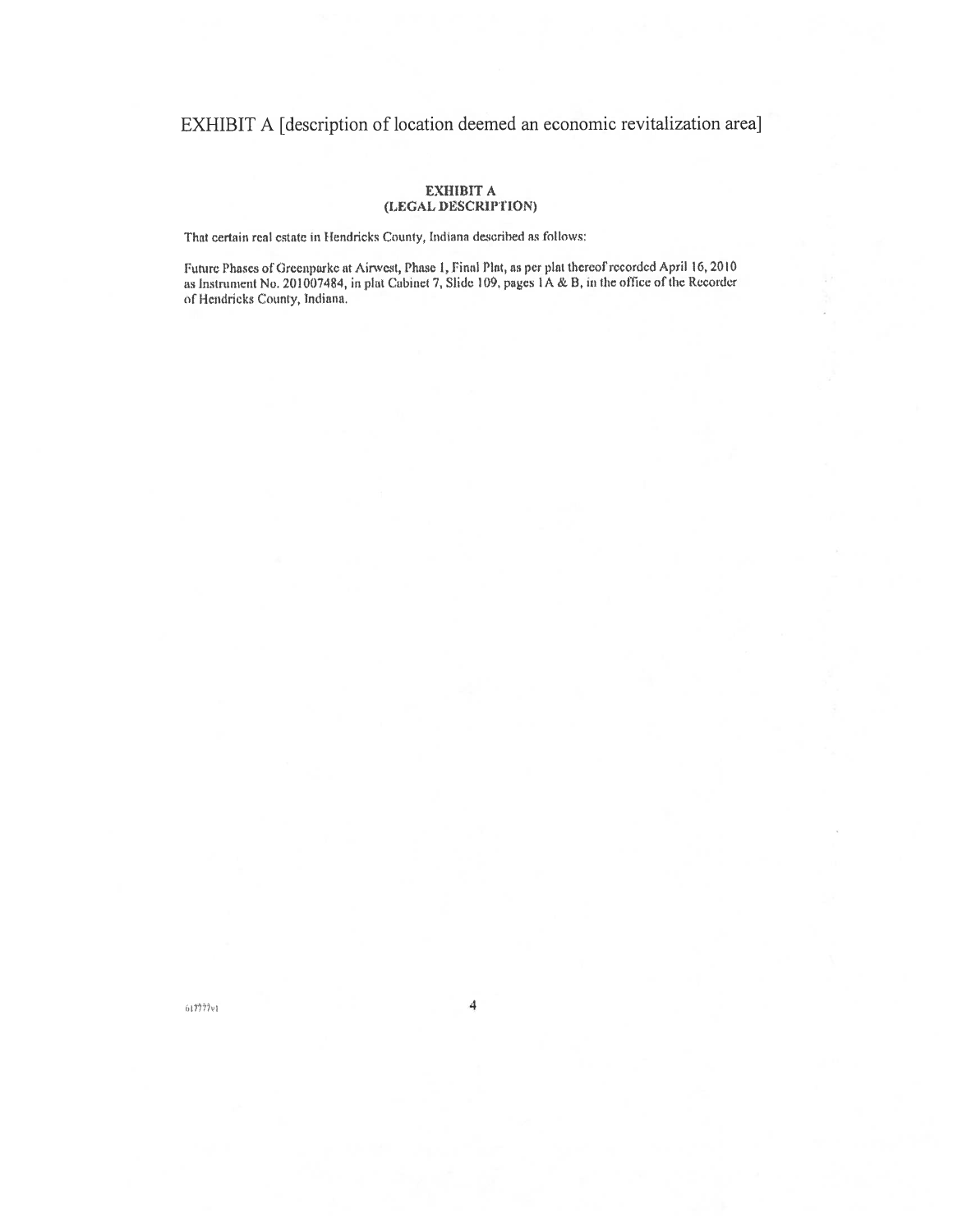# EXHIBIT A [description of location deemed an economic revitalization area]

**EXHIBIT A**
**(LEGAL DESCRIPTION)**

That certain real estate in Hendricks County, Indiana described as follows:

Future Phases of Greenparke at Airwest, Phase 1, Final Plat, as per plat thereof recorded April 16, 2010 as Instrument No. 201007484, in plat Cabinet 7, Slide 109, pages 1A & B, in the office of the Recorder of Hendricks County, Indiana.

617773v1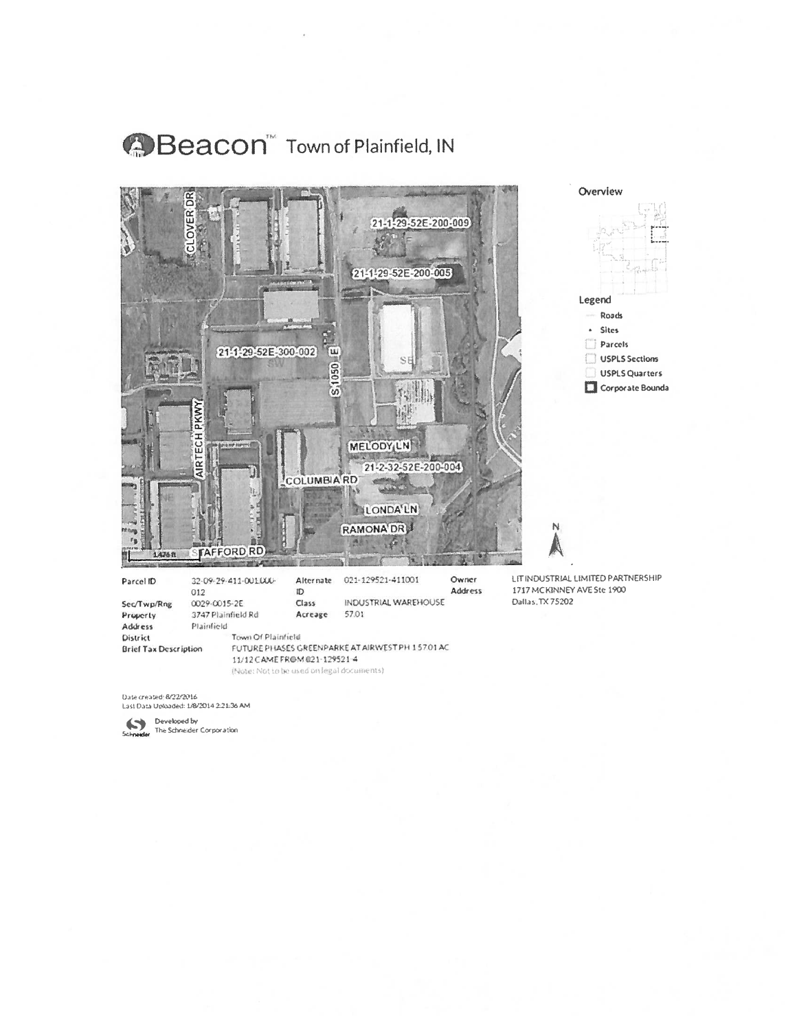# Beacon™ Town of Plainfield, IN

Overview

Legend

- Roads
- Sites
- Parcels
- USPLS Sections
- USPLS Quarters
- Corporate Bounda

CLOVER DR

21-1-29-52E-200-009

21-1-29-52E-200-005

21-1-29-52E-300-002

S 1050 E

AIRTECH PKWY

MELODY LN

21-2-32-52E-200-004

COLUMBIA RD

LONDA LN

RAMONA DR

STAFFORD RD

1476 ft

N

| | | | | | |
|---|---|---|---|---|---|
| Parcel ID | 32-09-29-411-001.000-012 | Alternate ID | 021-129521-411001 | Owner Address | LIT INDUSTRIAL LIMITED PARTNERSHIP 1717 MCKINNEY AVE Ste 1900 Dallas, TX 75202 |
| Sec/Twp/Rng | 0029-0015-2E | Class | INDUSTRIAL WAREHOUSE | | |
| Property Address | 3747 Plainfield Rd Plainfield | Acreage | 57.01 | | |
| District | Town Of Plainfield | | | | |
| Brief Tax Description | FUTURE PHASES GREENPARKE AT AIRWEST PH 1 57.01 AC 11/12 CAME FROM 021-129521-4 (Note: Not to be used on legal documents) | | | | |

Date created: 8/22/2016
Last Data Uploaded: 1/8/2014 2:21:36 AM

Developed by The Schneider Corporation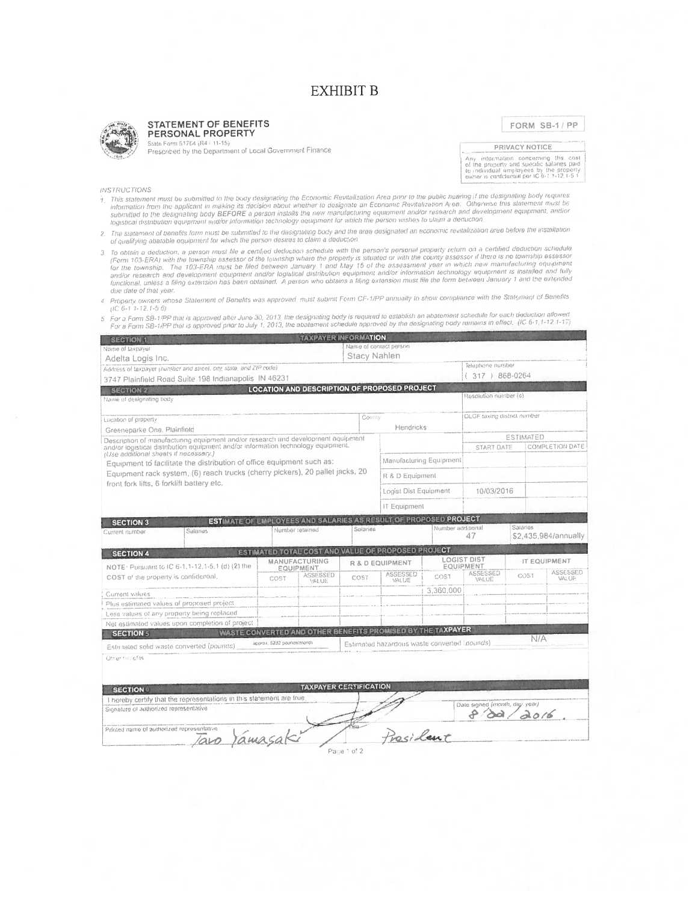# EXHIBIT B

**STATEMENT OF BENEFITS PERSONAL PROPERTY**
State Form 51764 (R4 / 11-15)
Prescribed by the Department of Local Government Finance

**FORM SB-1 / PP**

**PRIVACY NOTICE**
Any information concerning the cost of the property and specific salaries paid to individual employees by the property owner is confidential per IC 6-1.1-12.1-5.1.

*INSTRUCTIONS*

1. *This statement must be submitted to the body designating the Economic Revitalization Area prior to the public hearing if the designating body requires information from the applicant in making its decision about whether to designate an Economic Revitalization Area. Otherwise this statement must be submitted to the designating body **BEFORE** a person installs the new manufacturing equipment and/or research and development equipment, and/or logistical distribution equipment and/or information technology equipment for which the person wishes to claim a deduction.*
2. *The statement of benefits form must be submitted to the designating body and the area designated an economic revitalization area before the installation of qualifying abatable equipment for which the person desires to claim a deduction.*
3. *To obtain a deduction, a person must file a certified deduction schedule with the person's personal property return on a certified deduction schedule (Form 103-ERA) with the township assessor of the township where the property is situated or with the county assessor if there is no township assessor for the township. The 103-ERA must be filed between January 1 and May 15 of the assessment year in which new manufacturing equipment and/or research and development equipment and/or logistical distribution equipment and/or information technology equipment is installed and fully functional, unless a filing extension has been obtained. A person who obtains a filing extension must file the form between January 1 and the extended due date of that year.*
4. *Property owners whose Statement of Benefits was approved must submit Form CF-1/PP annually to show compliance with the Statement of Benefits (IC 6-1.1-12.1-5.6)*
5. *For a Form SB-1/PP that is approved after June 30, 2013, the designating body is required to establish an abatement schedule for each deduction allowed. For a Form SB-1/PP that is approved prior to July 1, 2013, the abatement schedule approved by the designating body remains in effect. (IC 6-1.1-12.1-17)*

## SECTION 1 — TAXPAYER INFORMATION

| Name of taxpayer | Name of contact person | |
|---|---|---|
| Adelta Logis Inc. | Stacy Nahlen | |
| **Address of taxpayer** *(number and street, city, state, and ZIP code)* | | **Telephone number** |
| 3747 Plainfield Road Suite 198 Indianapolis IN 46231 | | (317) 868-0264 |

## SECTION 2 — LOCATION AND DESCRIPTION OF PROPOSED PROJECT

| Name of designating body | | Resolution number (s) | |
|---|---|---|---|
| | | | |
| **Location of property** | **County** | **DLGF taxing district number** | |
| Greeneparke One, Plainfield | Hendricks | | |
| **Description of manufacturing equipment and/or research and development equipment and/or logistical distribution equipment and/or information technology equipment.** *(Use additional sheets if necessary.)* | | **ESTIMATED** | |
| | | **START DATE** | **COMPLETION DATE** |
| Equipment to facilitate the distribution of office equipment such as: Equipment rack system, (6) reach trucks (cherry pickers), 20 pallet jacks, 20 front fork lifts, 6 forklift battery etc. | Manufacturing Equipment | | |
| | R & D Equipment | | |
| | Logist Dist Equipment | 10/03/2016 | |
| | IT Equipment | | |

## SECTION 3 — ESTIMATE OF EMPLOYEES AND SALARIES AS RESULT OF PROPOSED PROJECT

| Current number | Salaries | Number retained | Salaries | Number additional | Salaries |
|---|---|---|---|---|---|
| | | | | 47 | $2,435,984/annually |

## SECTION 4 — ESTIMATED TOTAL COST AND VALUE OF PROPOSED PROJECT

| NOTE: Pursuant to IC 6-1.1-12.1-5.1 (d) (2) the COST of the property is confidential. | MANUFACTURING EQUIPMENT | | R & D EQUIPMENT | | LOGIST DIST EQUIPMENT | | IT EQUIPMENT | |
|---|---|---|---|---|---|---|---|---|
| | COST | ASSESSED VALUE | COST | ASSESSED VALUE | COST | ASSESSED VALUE | COST | ASSESSED VALUE |
| Current values | | | | | 3,360,000 | | | |
| Plus estimated values of proposed project | | | | | | | | |
| Less values of any property being replaced | | | | | | | | |
| Net estimated values upon completion of project | | | | | | | | |

## SECTION 5 — WASTE CONVERTED AND OTHER BENEFITS PROMISED BY THE TAXPAYER

| Estimated solid waste converted *(pounds)* | approx. 6232 pounds/month | Estimated hazardous waste converted *(pounds)* | N/A |
|---|---|---|---|

Other benefits

## SECTION 6 — TAXPAYER CERTIFICATION

I hereby certify that the representations in this statement are true.

| Signature of authorized representative | Date signed *(month, day, year)* |
|---|---|
| [signature] | 8/22/2016 |
| **Printed name of authorized representative** | **Title** |
| Taro Yamasaki | President |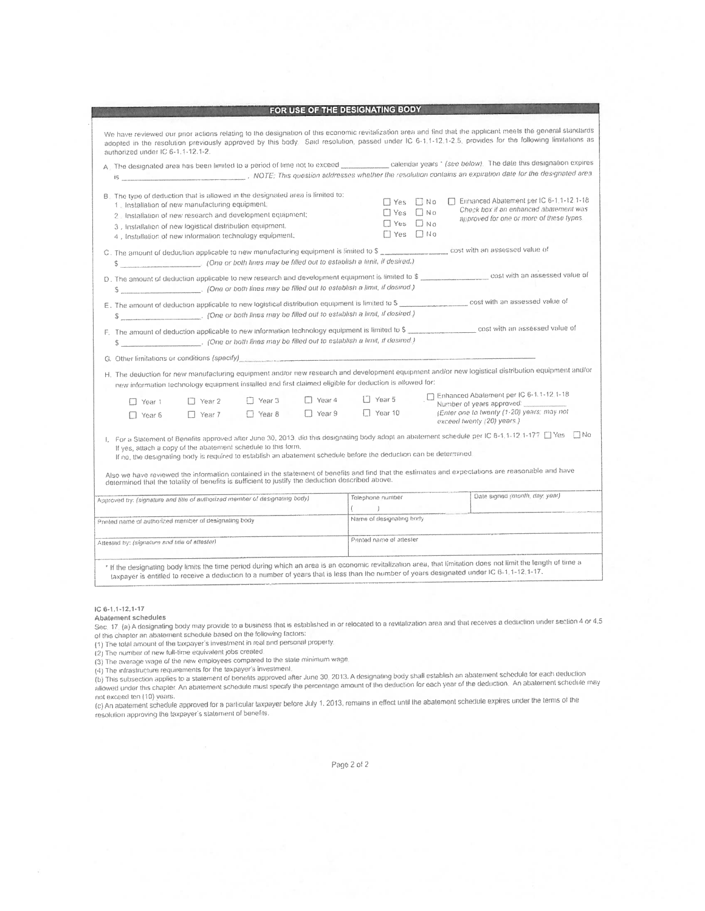## FOR USE OF THE DESIGNATING BODY

We have reviewed our prior actions relating to the designation of this economic revitalization area and find that the applicant meets the general standards adopted in the resolution previously approved by this body. Said resolution, passed under IC 6-1.1-12.1-2.5, provides for the following limitations as authorized under IC 6-1.1-12.1-2.

A. The designated area has been limited to a period of time not to exceed \_\_\_\_\_\_\_\_\_\_\_\_ calendar years \* *(see below)*. The date this designation expires is \_\_\_\_\_\_\_\_\_\_\_\_\_\_\_\_\_\_\_\_\_\_\_\_. *NOTE: This question addresses whether the resolution contains an expiration date for the designated area.*

B. The type of deduction that is allowed in the designated area is limited to:

1. Installation of new manufacturing equipment; ☐ Yes ☐ No
2. Installation of new research and development equipment; ☐ Yes ☐ No
3. Installation of new logistical distribution equipment. ☐ Yes ☐ No
4. Installation of new information technology equipment; ☐ Yes ☐ No

☐ Enhanced Abatement per IC 6-1.1-12.1-18 *Check box if an enhanced abatement was approved for one or more of these types.*

C. The amount of deduction applicable to new manufacturing equipment is limited to $ \_\_\_\_\_\_\_\_\_\_\_\_ cost with an assessed value of $ \_\_\_\_\_\_\_\_\_\_\_\_. *(One or both lines may be filled out to establish a limit, if desired.)*

D. The amount of deduction applicable to new research and development equipment is limited to $ \_\_\_\_\_\_\_\_\_\_\_\_ cost with an assessed value of $ \_\_\_\_\_\_\_\_\_\_\_\_. *(One or both lines may be filled out to establish a limit, if desired.)*

E. The amount of deduction applicable to new logistical distribution equipment is limited to $ \_\_\_\_\_\_\_\_\_\_\_\_ cost with an assessed value of $ \_\_\_\_\_\_\_\_\_\_\_\_. *(One or both lines may be filled out to establish a limit, if desired.)*

F. The amount of deduction applicable to new information technology equipment is limited to $ \_\_\_\_\_\_\_\_\_\_\_\_ cost with an assessed value of $ \_\_\_\_\_\_\_\_\_\_\_\_. *(One or both lines may be filled out to establish a limit, if desired.)*

G. Other limitations or conditions *(specify)* \_\_\_\_\_\_\_\_\_\_\_\_\_\_\_\_\_\_\_\_\_\_\_\_\_\_\_\_\_\_\_\_\_\_\_\_

H. The deduction for new manufacturing equipment and/or new research and development equipment and/or new logistical distribution equipment and/or new information technology equipment installed and first claimed eligible for deduction is allowed for:

☐ Year 1 ☐ Year 2 ☐ Year 3 ☐ Year 4 ☐ Year 5
☐ Year 6 ☐ Year 7 ☐ Year 8 ☐ Year 9 ☐ Year 10

☐ Enhanced Abatement per IC 6-1.1-12.1-18
Number of years approved: \_\_\_\_\_\_\_\_\_\_
*(Enter one to twenty (1-20) years; may not exceed twenty (20) years.)*

I. For a Statement of Benefits approved after June 30, 2013, did this designating body adopt an abatement schedule per IC 6-1.1-12.1-17? ☐ Yes ☐ No
If yes, attach a copy of the abatement schedule to this form.
If no, the designating body is required to establish an abatement schedule before the deduction can be determined.

Also we have reviewed the information contained in the statement of benefits and find that the estimates and expectations are reasonable and have determined that the totality of benefits is sufficient to justify the deduction described above.

| | | |
|---|---|---|
| Approved by: *(signature and title of authorized member of designating body)* | Telephone number<br>(    ) | Date signed *(month, day, year)* |
| Printed name of authorized member of designating body | Name of designating body | |
| Attested by: *(signature and title of attester)* | Printed name of attester | |

\* If the designating body limits the time period during which an area is an economic revitalization area, that limitation does not limit the length of time a taxpayer is entitled to receive a deduction to a number of years that is less than the number of years designated under IC 6-1.1-12.1-17.

**IC 6-1.1-12.1-17**
**Abatement schedules**
Sec. 17. (a) A designating body may provide to a business that is established in or relocated to a revitalization area and that receives a deduction under section 4 or 4.5 of this chapter an abatement schedule based on the following factors:
(1) The total amount of the taxpayer's investment in real and personal property.
(2) The number of new full-time equivalent jobs created.
(3) The average wage of the new employees compared to the state minimum wage.
(4) The infrastructure requirements for the taxpayer's investment.
(b) This subsection applies to a statement of benefits approved after June 30, 2013. A designating body shall establish an abatement schedule for each deduction allowed under this chapter. An abatement schedule must specify the percentage amount of the deduction for each year of the deduction. An abatement schedule may not exceed ten (10) years.
(c) An abatement schedule approved for a particular taxpayer before July 1, 2013, remains in effect until the abatement schedule expires under the terms of the resolution approving the taxpayer's statement of benefits.